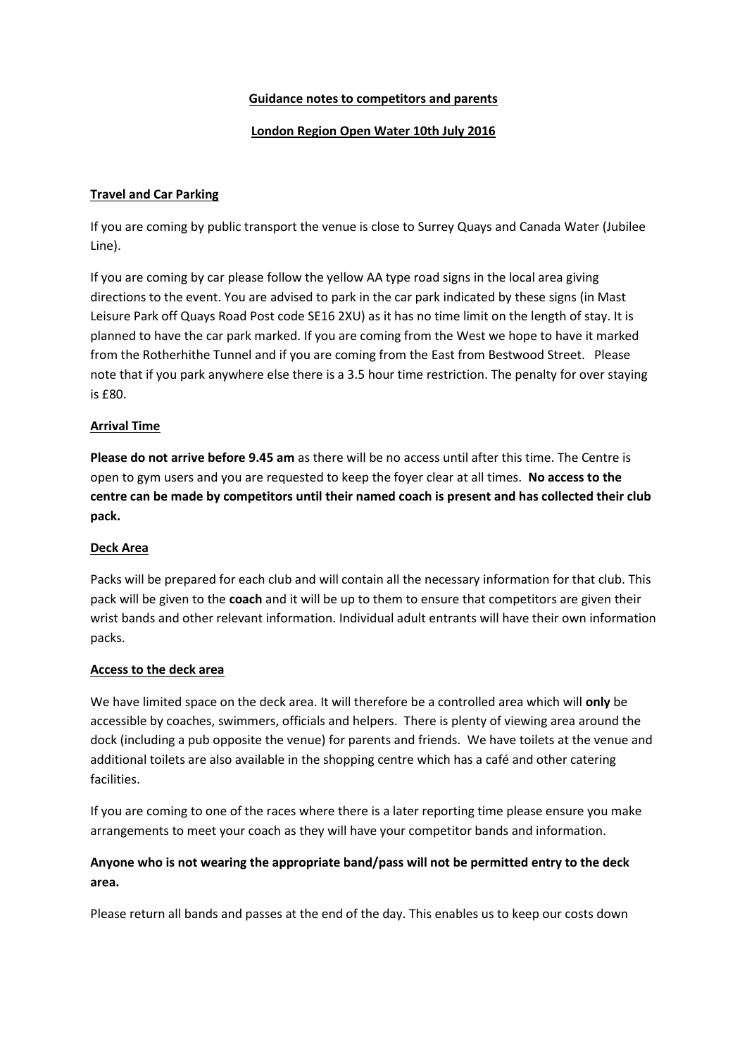## Guidance notes to competitors and parents

## London Region Open Water 10th July 2016

### Travel and Car Parking

If you are coming by public transport the venue is close to Surrey Quays and Canada Water (Jubilee Line).

If you are coming by car please follow the yellow AA type road signs in the local area giving directions to the event. You are advised to park in the car park indicated by these signs (in Mast Leisure Park off Quays Road Post code SE16 2XU) as it has no time limit on the length of stay. It is planned to have the car park marked. If you are coming from the West we hope to have it marked from the Rotherhithe Tunnel and if you are coming from the East from Bestwood Street. Please note that if you park anywhere else there is a 3.5 hour time restriction. The penalty for over staying is £80.

### Arrival Time

**Please do not arrive before 9.45 am** as there will be no access until after this time. The Centre is open to gym users and you are requested to keep the foyer clear at all times. **No access to the centre can be made by competitors until their named coach is present and has collected their club pack.**

### Deck Area

Packs will be prepared for each club and will contain all the necessary information for that club. This pack will be given to the **coach** and it will be up to them to ensure that competitors are given their wrist bands and other relevant information. Individual adult entrants will have their own information packs.

### Access to the deck area

We have limited space on the deck area. It will therefore be a controlled area which will **only** be accessible by coaches, swimmers, officials and helpers. There is plenty of viewing area around the dock (including a pub opposite the venue) for parents and friends. We have toilets at the venue and additional toilets are also available in the shopping centre which has a café and other catering facilities.

If you are coming to one of the races where there is a later reporting time please ensure you make arrangements to meet your coach as they will have your competitor bands and information.

**Anyone who is not wearing the appropriate band/pass will not be permitted entry to the deck area.**

Please return all bands and passes at the end of the day. This enables us to keep our costs down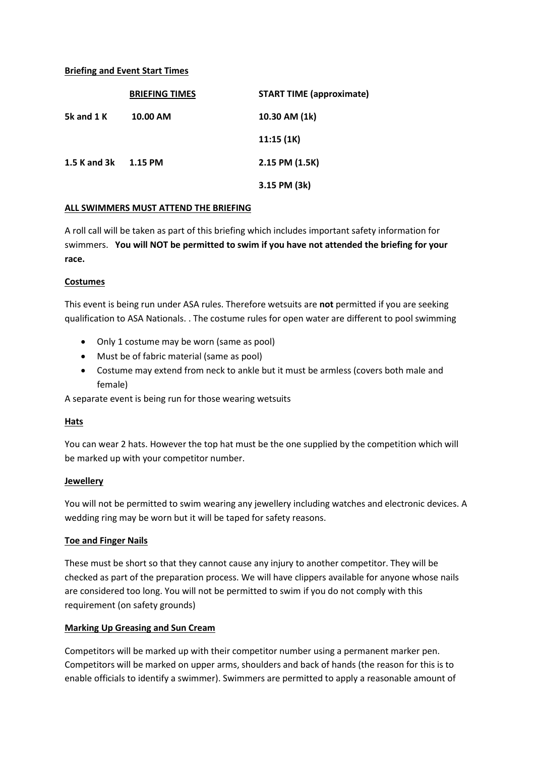**Briefing and Event Start Times**

| | **BRIEFING TIMES** | **START TIME (approximate)** |
|---|---|---|
| **5k and 1 K** | **10.00 AM** | **10.30 AM (1k)** |
| | | **11:15 (1K)** |
| **1.5 K and 3k** | **1.15 PM** | **2.15 PM (1.5K)** |
| | | **3.15 PM (3k)** |

**ALL SWIMMERS MUST ATTEND THE BRIEFING**

A roll call will be taken as part of this briefing which includes important safety information for swimmers. **You will NOT be permitted to swim if you have not attended the briefing for your race.**

**Costumes**

This event is being run under ASA rules. Therefore wetsuits are **not** permitted if you are seeking qualification to ASA Nationals. . The costume rules for open water are different to pool swimming

- Only 1 costume may be worn (same as pool)
- Must be of fabric material (same as pool)
- Costume may extend from neck to ankle but it must be armless (covers both male and female)

A separate event is being run for those wearing wetsuits

**Hats**

You can wear 2 hats. However the top hat must be the one supplied by the competition which will be marked up with your competitor number.

**Jewellery**

You will not be permitted to swim wearing any jewellery including watches and electronic devices. A wedding ring may be worn but it will be taped for safety reasons.

**Toe and Finger Nails**

These must be short so that they cannot cause any injury to another competitor. They will be checked as part of the preparation process. We will have clippers available for anyone whose nails are considered too long. You will not be permitted to swim if you do not comply with this requirement (on safety grounds)

**Marking Up Greasing and Sun Cream**

Competitors will be marked up with their competitor number using a permanent marker pen. Competitors will be marked on upper arms, shoulders and back of hands (the reason for this is to enable officials to identify a swimmer). Swimmers are permitted to apply a reasonable amount of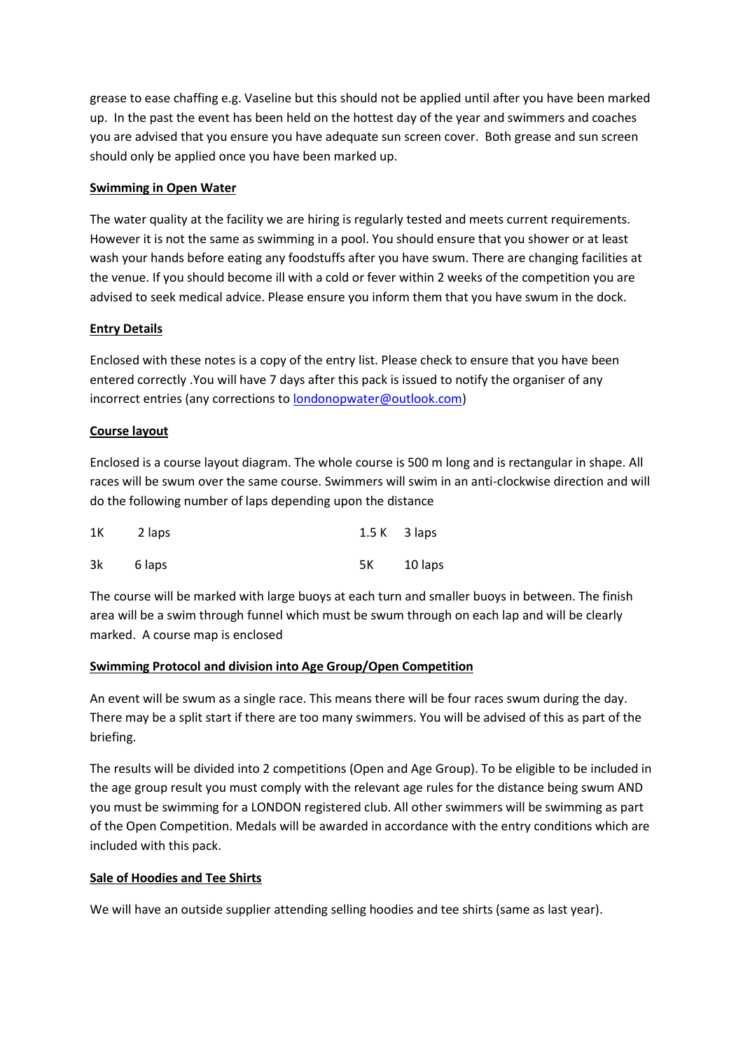grease to ease chaffing e.g. Vaseline but this should not be applied until after you have been marked up. In the past the event has been held on the hottest day of the year and swimmers and coaches you are advised that you ensure you have adequate sun screen cover. Both grease and sun screen should only be applied once you have been marked up.

**Swimming in Open Water**

The water quality at the facility we are hiring is regularly tested and meets current requirements. However it is not the same as swimming in a pool. You should ensure that you shower or at least wash your hands before eating any foodstuffs after you have swum. There are changing facilities at the venue. If you should become ill with a cold or fever within 2 weeks of the competition you are advised to seek medical advice. Please ensure you inform them that you have swum in the dock.

**Entry Details**

Enclosed with these notes is a copy of the entry list. Please check to ensure that you have been entered correctly .You will have 7 days after this pack is issued to notify the organiser of any incorrect entries (any corrections to londonopwater@outlook.com)

**Course layout**

Enclosed is a course layout diagram. The whole course is 500 m long and is rectangular in shape. All races will be swum over the same course. Swimmers will swim in an anti-clockwise direction and will do the following number of laps depending upon the distance

| | | | |
|---|---|---|---|
| 1K | 2 laps | 1.5 K | 3 laps |
| 3k | 6 laps | 5K | 10 laps |

The course will be marked with large buoys at each turn and smaller buoys in between. The finish area will be a swim through funnel which must be swum through on each lap and will be clearly marked. A course map is enclosed

**Swimming Protocol and division into Age Group/Open Competition**

An event will be swum as a single race. This means there will be four races swum during the day. There may be a split start if there are too many swimmers. You will be advised of this as part of the briefing.

The results will be divided into 2 competitions (Open and Age Group). To be eligible to be included in the age group result you must comply with the relevant age rules for the distance being swum AND you must be swimming for a LONDON registered club. All other swimmers will be swimming as part of the Open Competition. Medals will be awarded in accordance with the entry conditions which are included with this pack.

**Sale of Hoodies and Tee Shirts**

We will have an outside supplier attending selling hoodies and tee shirts (same as last year).